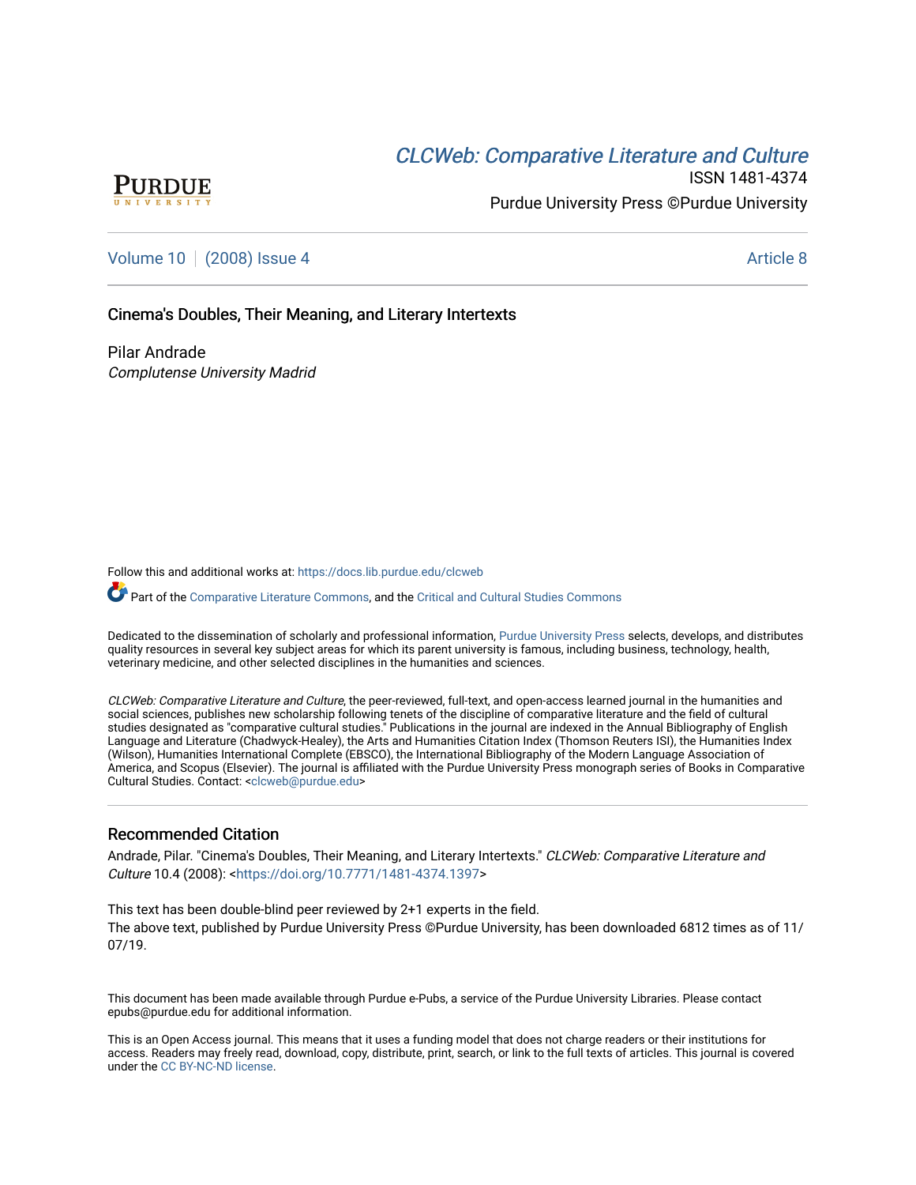[CLCWeb: Comparative Literature and Culture](https://docs.lib.purdue.edu/clcweb)

ISSN 1481-4374

Purdue University Press ©Purdue University

Volume 10 | (2008) Issue 4 | Article 8

## Cinema's Doubles, Their Meaning, and Literary Intertexts

Pilar Andrade
*Complutense University Madrid*

Follow this and additional works at: https://docs.lib.purdue.edu/clcweb

Part of the Comparative Literature Commons, and the Critical and Cultural Studies Commons

Dedicated to the dissemination of scholarly and professional information, Purdue University Press selects, develops, and distributes quality resources in several key subject areas for which its parent university is famous, including business, technology, health, veterinary medicine, and other selected disciplines in the humanities and sciences.

*CLCWeb: Comparative Literature and Culture*, the peer-reviewed, full-text, and open-access learned journal in the humanities and social sciences, publishes new scholarship following tenets of the discipline of comparative literature and the field of cultural studies designated as "comparative cultural studies." Publications in the journal are indexed in the Annual Bibliography of English Language and Literature (Chadwyck-Healey), the Arts and Humanities Citation Index (Thomson Reuters ISI), the Humanities Index (Wilson), Humanities International Complete (EBSCO), the International Bibliography of the Modern Language Association of America, and Scopus (Elsevier). The journal is affiliated with the Purdue University Press monograph series of Books in Comparative Cultural Studies. Contact: <clcweb@purdue.edu>

### Recommended Citation

Andrade, Pilar. "Cinema's Doubles, Their Meaning, and Literary Intertexts." *CLCWeb: Comparative Literature and Culture* 10.4 (2008): <https://doi.org/10.7771/1481-4374.1397>

This text has been double-blind peer reviewed by 2+1 experts in the field.
The above text, published by Purdue University Press ©Purdue University, has been downloaded 6812 times as of 11/07/19.

This document has been made available through Purdue e-Pubs, a service of the Purdue University Libraries. Please contact epubs@purdue.edu for additional information.

This is an Open Access journal. This means that it uses a funding model that does not charge readers or their institutions for access. Readers may freely read, download, copy, distribute, print, search, or link to the full texts of articles. This journal is covered under the CC BY-NC-ND license.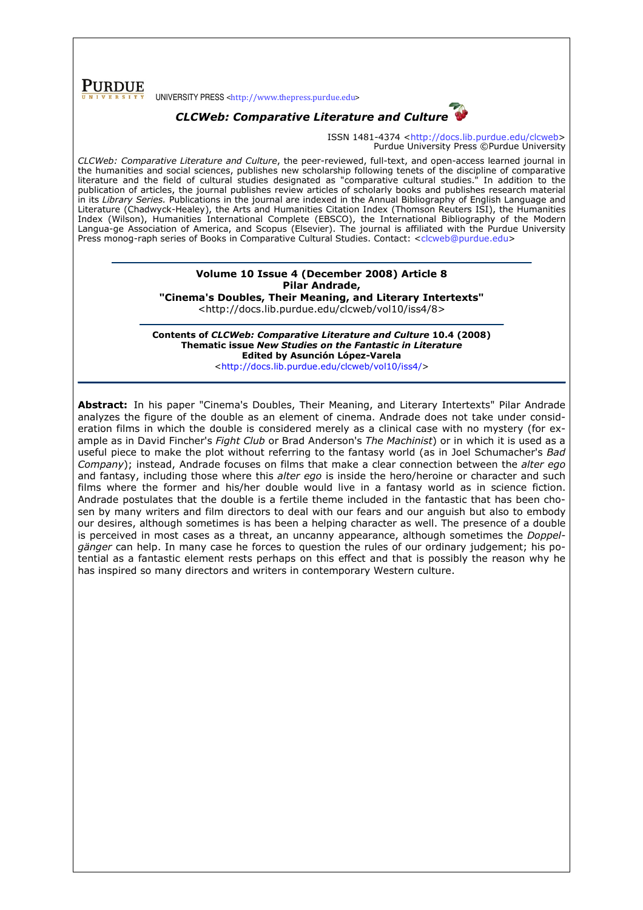**PURDUE** UNIVERSITY PRESS <http://www.thepress.purdue.edu>

***CLCWeb: Comparative Literature and Culture***

ISSN 1481-4374 <http://docs.lib.purdue.edu/clcweb>
Purdue University Press ©Purdue University

*CLCWeb: Comparative Literature and Culture*, the peer-reviewed, full-text, and open-access learned journal in the humanities and social sciences, publishes new scholarship following tenets of the discipline of comparative literature and the field of cultural studies designated as "comparative cultural studies." In addition to the publication of articles, the journal publishes review articles of scholarly books and publishes research material in its *Library Series.* Publications in the journal are indexed in the Annual Bibliography of English Language and Literature (Chadwyck-Healey), the Arts and Humanities Citation Index (Thomson Reuters ISI), the Humanities Index (Wilson), Humanities International Complete (EBSCO), the International Bibliography of the Modern Langua-ge Association of America, and Scopus (Elsevier). The journal is affiliated with the Purdue University Press monog-raph series of Books in Comparative Cultural Studies. Contact: <clcweb@purdue.edu>

---

**Volume 10 Issue 4 (December 2008) Article 8**
**Pilar Andrade,**
**"Cinema's Doubles, Their Meaning, and Literary Intertexts"**
<http://docs.lib.purdue.edu/clcweb/vol10/iss4/8>

---

**Contents of *CLCWeb: Comparative Literature and Culture* 10.4 (2008)**
**Thematic issue *New Studies on the Fantastic in Literature***
**Edited by Asunción López-Varela**
<http://docs.lib.purdue.edu/clcweb/vol10/iss4/>

---

**Abstract:** In his paper "Cinema's Doubles, Their Meaning, and Literary Intertexts" Pilar Andrade analyzes the figure of the double as an element of cinema. Andrade does not take under consideration films in which the double is considered merely as a clinical case with no mystery (for example as in David Fincher's *Fight Club* or Brad Anderson's *The Machinist*) or in which it is used as a useful piece to make the plot without referring to the fantasy world (as in Joel Schumacher's *Bad Company*); instead, Andrade focuses on films that make a clear connection between the *alter ego* and fantasy, including those where this *alter ego* is inside the hero/heroine or character and such films where the former and his/her double would live in a fantasy world as in science fiction. Andrade postulates that the double is a fertile theme included in the fantastic that has been chosen by many writers and film directors to deal with our fears and our anguish but also to embody our desires, although sometimes is has been a helping character as well. The presence of a double is perceived in most cases as a threat, an uncanny appearance, although sometimes the *Doppelgänger* can help. In many case he forces to question the rules of our ordinary judgement; his potential as a fantastic element rests perhaps on this effect and that is possibly the reason why he has inspired so many directors and writers in contemporary Western culture.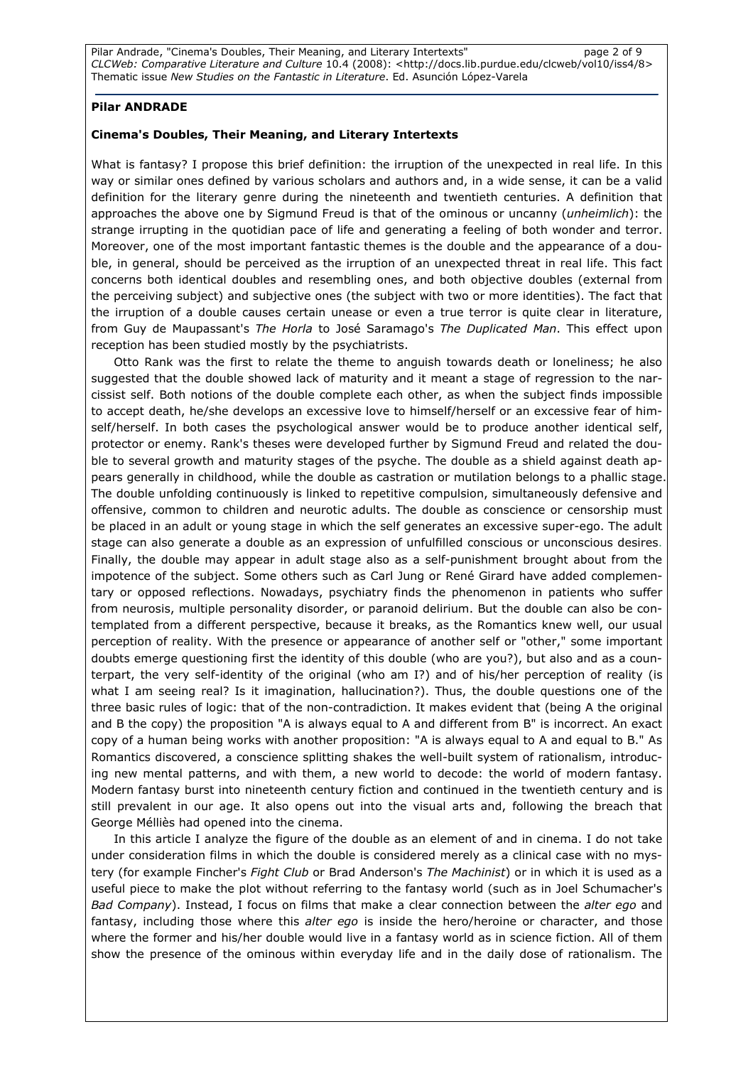**Pilar ANDRADE**

**Cinema's Doubles, Their Meaning, and Literary Intertexts**

What is fantasy? I propose this brief definition: the irruption of the unexpected in real life. In this way or similar ones defined by various scholars and authors and, in a wide sense, it can be a valid definition for the literary genre during the nineteenth and twentieth centuries. A definition that approaches the above one by Sigmund Freud is that of the ominous or uncanny (*unheimlich*): the strange irrupting in the quotidian pace of life and generating a feeling of both wonder and terror. Moreover, one of the most important fantastic themes is the double and the appearance of a double, in general, should be perceived as the irruption of an unexpected threat in real life. This fact concerns both identical doubles and resembling ones, and both objective doubles (external from the perceiving subject) and subjective ones (the subject with two or more identities). The fact that the irruption of a double causes certain unease or even a true terror is quite clear in literature, from Guy de Maupassant's *The Horla* to José Saramago's *The Duplicated Man*. This effect upon reception has been studied mostly by the psychiatrists.

Otto Rank was the first to relate the theme to anguish towards death or loneliness; he also suggested that the double showed lack of maturity and it meant a stage of regression to the narcissist self. Both notions of the double complete each other, as when the subject finds impossible to accept death, he/she develops an excessive love to himself/herself or an excessive fear of himself/herself. In both cases the psychological answer would be to produce another identical self, protector or enemy. Rank's theses were developed further by Sigmund Freud and related the double to several growth and maturity stages of the psyche. The double as a shield against death appears generally in childhood, while the double as castration or mutilation belongs to a phallic stage. The double unfolding continuously is linked to repetitive compulsion, simultaneously defensive and offensive, common to children and neurotic adults. The double as conscience or censorship must be placed in an adult or young stage in which the self generates an excessive super-ego. The adult stage can also generate a double as an expression of unfulfilled conscious or unconscious desires. Finally, the double may appear in adult stage also as a self-punishment brought about from the impotence of the subject. Some others such as Carl Jung or René Girard have added complementary or opposed reflections. Nowadays, psychiatry finds the phenomenon in patients who suffer from neurosis, multiple personality disorder, or paranoid delirium. But the double can also be contemplated from a different perspective, because it breaks, as the Romantics knew well, our usual perception of reality. With the presence or appearance of another self or "other," some important doubts emerge questioning first the identity of this double (who are you?), but also and as a counterpart, the very self-identity of the original (who am I?) and of his/her perception of reality (is what I am seeing real? Is it imagination, hallucination?). Thus, the double questions one of the three basic rules of logic: that of the non-contradiction. It makes evident that (being A the original and B the copy) the proposition "A is always equal to A and different from B" is incorrect. An exact copy of a human being works with another proposition: "A is always equal to A and equal to B." As Romantics discovered, a conscience splitting shakes the well-built system of rationalism, introducing new mental patterns, and with them, a new world to decode: the world of modern fantasy. Modern fantasy burst into nineteenth century fiction and continued in the twentieth century and is still prevalent in our age. It also opens out into the visual arts and, following the breach that George Mélliès had opened into the cinema.

In this article I analyze the figure of the double as an element of and in cinema. I do not take under consideration films in which the double is considered merely as a clinical case with no mystery (for example Fincher's *Fight Club* or Brad Anderson's *The Machinist*) or in which it is used as a useful piece to make the plot without referring to the fantasy world (such as in Joel Schumacher's *Bad Company*). Instead, I focus on films that make a clear connection between the *alter ego* and fantasy, including those where this *alter ego* is inside the hero/heroine or character, and those where the former and his/her double would live in a fantasy world as in science fiction. All of them show the presence of the ominous within everyday life and in the daily dose of rationalism. The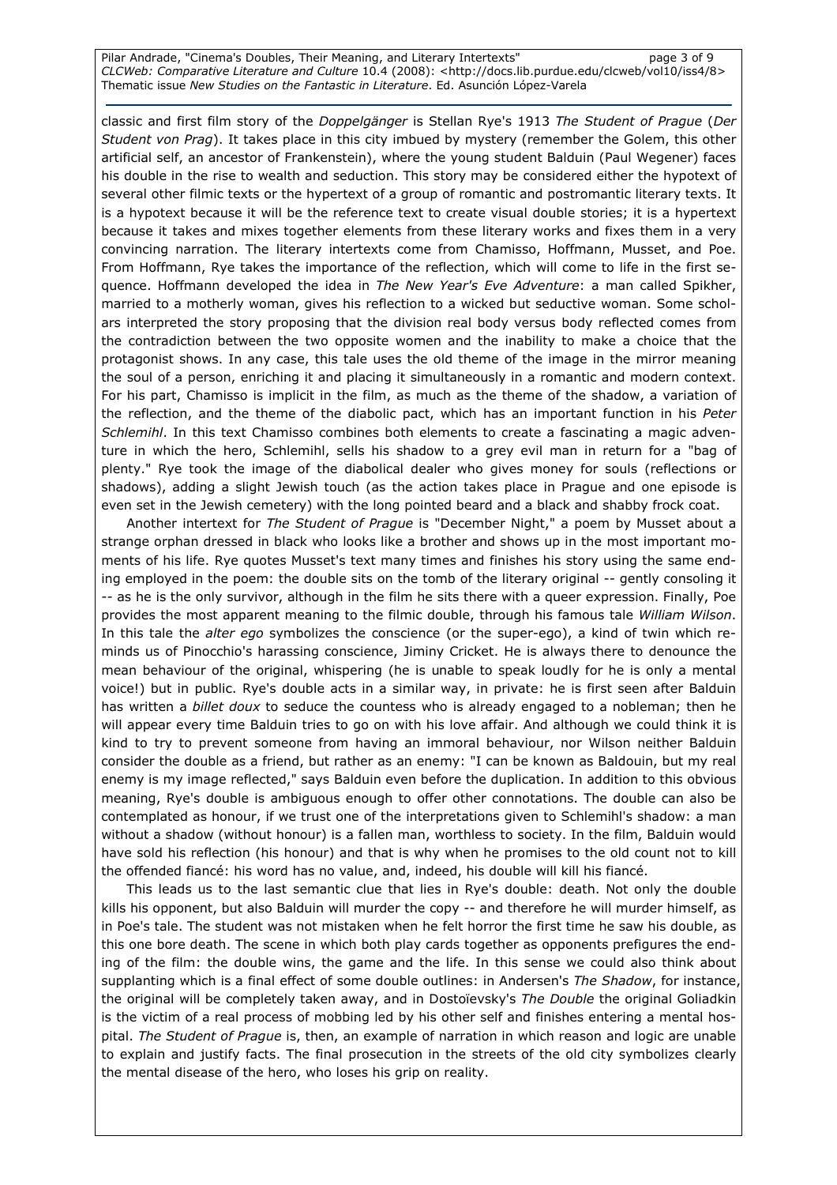classic and first film story of the *Doppelgänger* is Stellan Rye's 1913 *The Student of Prague* (*Der Student von Prag*). It takes place in this city imbued by mystery (remember the Golem, this other artificial self, an ancestor of Frankenstein), where the young student Balduin (Paul Wegener) faces his double in the rise to wealth and seduction. This story may be considered either the hypotext of several other filmic texts or the hypertext of a group of romantic and postromantic literary texts. It is a hypotext because it will be the reference text to create visual double stories; it is a hypertext because it takes and mixes together elements from these literary works and fixes them in a very convincing narration. The literary intertexts come from Chamisso, Hoffmann, Musset, and Poe. From Hoffmann, Rye takes the importance of the reflection, which will come to life in the first sequence. Hoffmann developed the idea in *The New Year's Eve Adventure*: a man called Spikher, married to a motherly woman, gives his reflection to a wicked but seductive woman. Some scholars interpreted the story proposing that the division real body versus body reflected comes from the contradiction between the two opposite women and the inability to make a choice that the protagonist shows. In any case, this tale uses the old theme of the image in the mirror meaning the soul of a person, enriching it and placing it simultaneously in a romantic and modern context. For his part, Chamisso is implicit in the film, as much as the theme of the shadow, a variation of the reflection, and the theme of the diabolic pact, which has an important function in his *Peter Schlemihl*. In this text Chamisso combines both elements to create a fascinating a magic adventure in which the hero, Schlemihl, sells his shadow to a grey evil man in return for a "bag of plenty." Rye took the image of the diabolical dealer who gives money for souls (reflections or shadows), adding a slight Jewish touch (as the action takes place in Prague and one episode is even set in the Jewish cemetery) with the long pointed beard and a black and shabby frock coat.

Another intertext for *The Student of Prague* is "December Night," a poem by Musset about a strange orphan dressed in black who looks like a brother and shows up in the most important moments of his life. Rye quotes Musset's text many times and finishes his story using the same ending employed in the poem: the double sits on the tomb of the literary original -- gently consoling it -- as he is the only survivor, although in the film he sits there with a queer expression. Finally, Poe provides the most apparent meaning to the filmic double, through his famous tale *William Wilson*. In this tale the *alter ego* symbolizes the conscience (or the super-ego), a kind of twin which reminds us of Pinocchio's harassing conscience, Jiminy Cricket. He is always there to denounce the mean behaviour of the original, whispering (he is unable to speak loudly for he is only a mental voice!) but in public. Rye's double acts in a similar way, in private: he is first seen after Balduin has written a *billet doux* to seduce the countess who is already engaged to a nobleman; then he will appear every time Balduin tries to go on with his love affair. And although we could think it is kind to try to prevent someone from having an immoral behaviour, nor Wilson neither Balduin consider the double as a friend, but rather as an enemy: "I can be known as Baldouin, but my real enemy is my image reflected," says Balduin even before the duplication. In addition to this obvious meaning, Rye's double is ambiguous enough to offer other connotations. The double can also be contemplated as honour, if we trust one of the interpretations given to Schlemihl's shadow: a man without a shadow (without honour) is a fallen man, worthless to society. In the film, Balduin would have sold his reflection (his honour) and that is why when he promises to the old count not to kill the offended fiancé: his word has no value, and, indeed, his double will kill his fiancé.

This leads us to the last semantic clue that lies in Rye's double: death. Not only the double kills his opponent, but also Balduin will murder the copy -- and therefore he will murder himself, as in Poe's tale. The student was not mistaken when he felt horror the first time he saw his double, as this one bore death. The scene in which both play cards together as opponents prefigures the ending of the film: the double wins, the game and the life. In this sense we could also think about supplanting which is a final effect of some double outlines: in Andersen's *The Shadow*, for instance, the original will be completely taken away, and in Dostoïevsky's *The Double* the original Goliadkin is the victim of a real process of mobbing led by his other self and finishes entering a mental hospital. *The Student of Prague* is, then, an example of narration in which reason and logic are unable to explain and justify facts. The final prosecution in the streets of the old city symbolizes clearly the mental disease of the hero, who loses his grip on reality.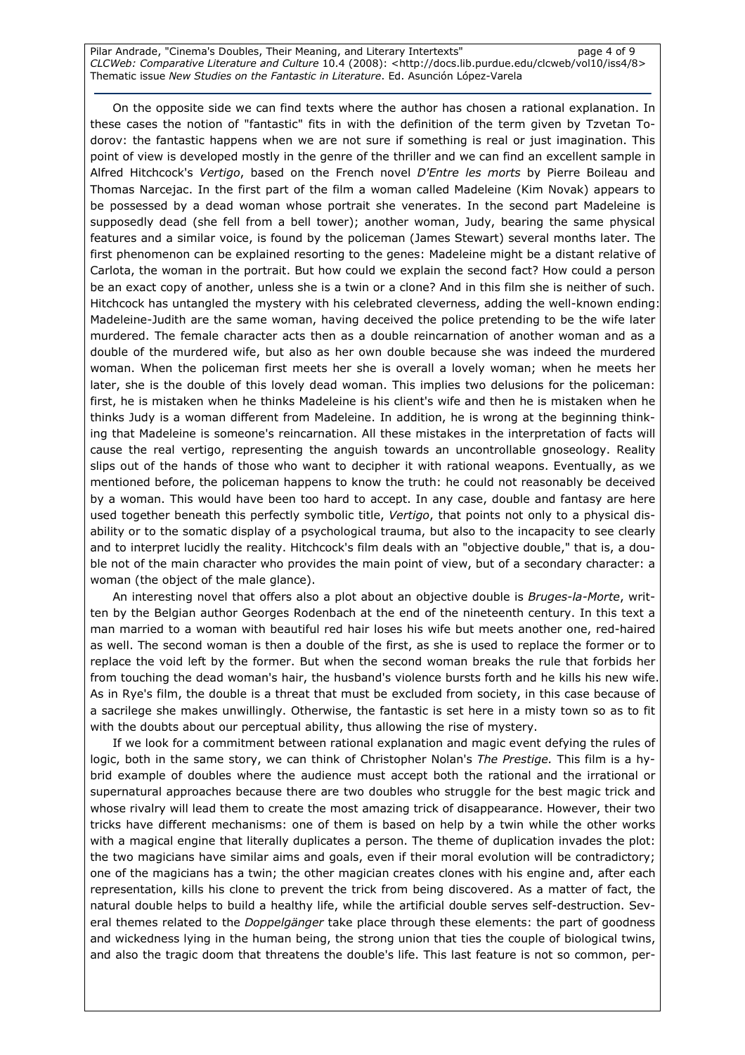On the opposite side we can find texts where the author has chosen a rational explanation. In these cases the notion of "fantastic" fits in with the definition of the term given by Tzvetan Todorov: the fantastic happens when we are not sure if something is real or just imagination. This point of view is developed mostly in the genre of the thriller and we can find an excellent sample in Alfred Hitchcock's *Vertigo*, based on the French novel *D'Entre les morts* by Pierre Boileau and Thomas Narcejac. In the first part of the film a woman called Madeleine (Kim Novak) appears to be possessed by a dead woman whose portrait she venerates. In the second part Madeleine is supposedly dead (she fell from a bell tower); another woman, Judy, bearing the same physical features and a similar voice, is found by the policeman (James Stewart) several months later. The first phenomenon can be explained resorting to the genes: Madeleine might be a distant relative of Carlota, the woman in the portrait. But how could we explain the second fact? How could a person be an exact copy of another, unless she is a twin or a clone? And in this film she is neither of such. Hitchcock has untangled the mystery with his celebrated cleverness, adding the well-known ending: Madeleine-Judith are the same woman, having deceived the police pretending to be the wife later murdered. The female character acts then as a double reincarnation of another woman and as a double of the murdered wife, but also as her own double because she was indeed the murdered woman. When the policeman first meets her she is overall a lovely woman; when he meets her later, she is the double of this lovely dead woman. This implies two delusions for the policeman: first, he is mistaken when he thinks Madeleine is his client's wife and then he is mistaken when he thinks Judy is a woman different from Madeleine. In addition, he is wrong at the beginning thinking that Madeleine is someone's reincarnation. All these mistakes in the interpretation of facts will cause the real vertigo, representing the anguish towards an uncontrollable gnoseology. Reality slips out of the hands of those who want to decipher it with rational weapons. Eventually, as we mentioned before, the policeman happens to know the truth: he could not reasonably be deceived by a woman. This would have been too hard to accept. In any case, double and fantasy are here used together beneath this perfectly symbolic title, *Vertigo*, that points not only to a physical disability or to the somatic display of a psychological trauma, but also to the incapacity to see clearly and to interpret lucidly the reality. Hitchcock's film deals with an "objective double," that is, a double not of the main character who provides the main point of view, but of a secondary character: a woman (the object of the male glance).

An interesting novel that offers also a plot about an objective double is *Bruges-la-Morte*, written by the Belgian author Georges Rodenbach at the end of the nineteenth century. In this text a man married to a woman with beautiful red hair loses his wife but meets another one, red-haired as well. The second woman is then a double of the first, as she is used to replace the former or to replace the void left by the former. But when the second woman breaks the rule that forbids her from touching the dead woman's hair, the husband's violence bursts forth and he kills his new wife. As in Rye's film, the double is a threat that must be excluded from society, in this case because of a sacrilege she makes unwillingly. Otherwise, the fantastic is set here in a misty town so as to fit with the doubts about our perceptual ability, thus allowing the rise of mystery.

If we look for a commitment between rational explanation and magic event defying the rules of logic, both in the same story, we can think of Christopher Nolan's *The Prestige.* This film is a hybrid example of doubles where the audience must accept both the rational and the irrational or supernatural approaches because there are two doubles who struggle for the best magic trick and whose rivalry will lead them to create the most amazing trick of disappearance. However, their two tricks have different mechanisms: one of them is based on help by a twin while the other works with a magical engine that literally duplicates a person. The theme of duplication invades the plot: the two magicians have similar aims and goals, even if their moral evolution will be contradictory; one of the magicians has a twin; the other magician creates clones with his engine and, after each representation, kills his clone to prevent the trick from being discovered. As a matter of fact, the natural double helps to build a healthy life, while the artificial double serves self-destruction. Several themes related to the *Doppelgänger* take place through these elements: the part of goodness and wickedness lying in the human being, the strong union that ties the couple of biological twins, and also the tragic doom that threatens the double's life. This last feature is not so common, per-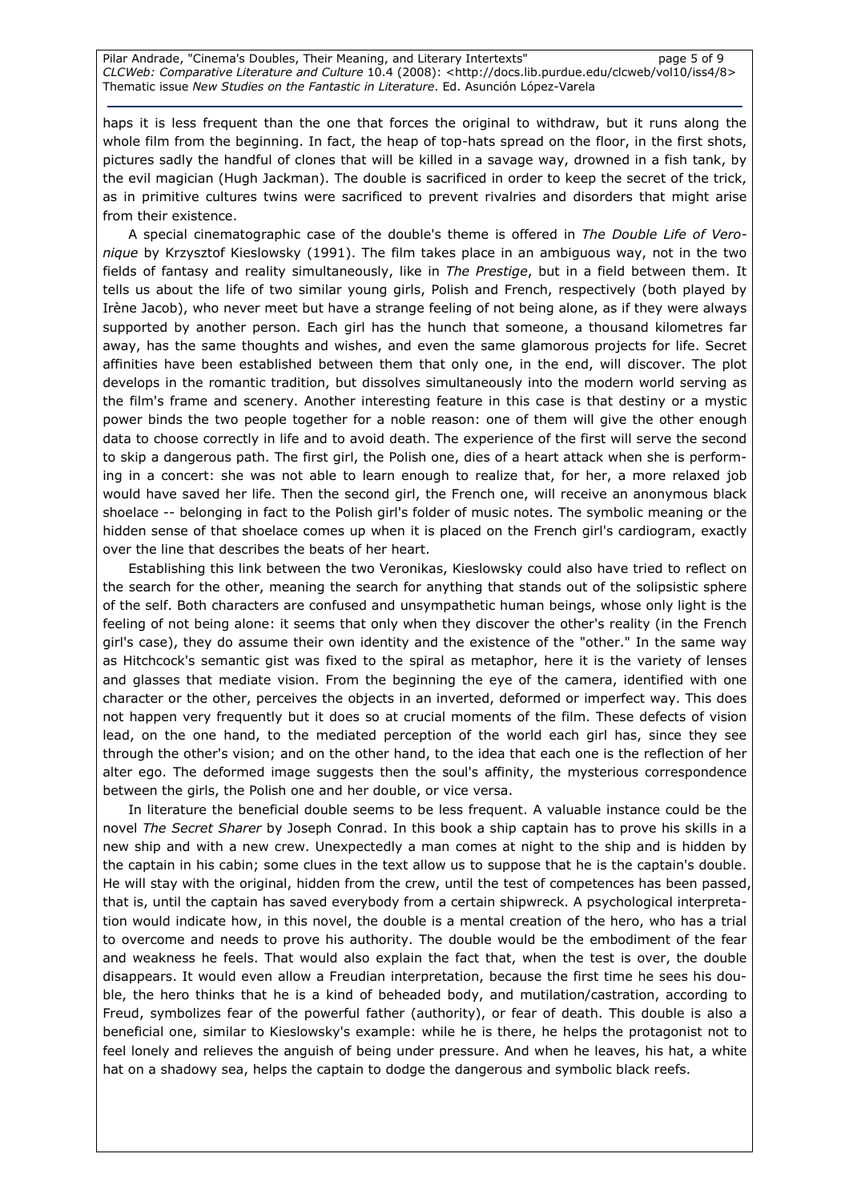haps it is less frequent than the one that forces the original to withdraw, but it runs along the whole film from the beginning. In fact, the heap of top-hats spread on the floor, in the first shots, pictures sadly the handful of clones that will be killed in a savage way, drowned in a fish tank, by the evil magician (Hugh Jackman). The double is sacrificed in order to keep the secret of the trick, as in primitive cultures twins were sacrificed to prevent rivalries and disorders that might arise from their existence.

A special cinematographic case of the double's theme is offered in *The Double Life of Veronique* by Krzysztof Kieslowsky (1991). The film takes place in an ambiguous way, not in the two fields of fantasy and reality simultaneously, like in *The Prestige*, but in a field between them. It tells us about the life of two similar young girls, Polish and French, respectively (both played by Irène Jacob), who never meet but have a strange feeling of not being alone, as if they were always supported by another person. Each girl has the hunch that someone, a thousand kilometres far away, has the same thoughts and wishes, and even the same glamorous projects for life. Secret affinities have been established between them that only one, in the end, will discover. The plot develops in the romantic tradition, but dissolves simultaneously into the modern world serving as the film's frame and scenery. Another interesting feature in this case is that destiny or a mystic power binds the two people together for a noble reason: one of them will give the other enough data to choose correctly in life and to avoid death. The experience of the first will serve the second to skip a dangerous path. The first girl, the Polish one, dies of a heart attack when she is performing in a concert: she was not able to learn enough to realize that, for her, a more relaxed job would have saved her life. Then the second girl, the French one, will receive an anonymous black shoelace -- belonging in fact to the Polish girl's folder of music notes. The symbolic meaning or the hidden sense of that shoelace comes up when it is placed on the French girl's cardiogram, exactly over the line that describes the beats of her heart.

Establishing this link between the two Veronikas, Kieslowsky could also have tried to reflect on the search for the other, meaning the search for anything that stands out of the solipsistic sphere of the self. Both characters are confused and unsympathetic human beings, whose only light is the feeling of not being alone: it seems that only when they discover the other's reality (in the French girl's case), they do assume their own identity and the existence of the "other." In the same way as Hitchcock's semantic gist was fixed to the spiral as metaphor, here it is the variety of lenses and glasses that mediate vision. From the beginning the eye of the camera, identified with one character or the other, perceives the objects in an inverted, deformed or imperfect way. This does not happen very frequently but it does so at crucial moments of the film. These defects of vision lead, on the one hand, to the mediated perception of the world each girl has, since they see through the other's vision; and on the other hand, to the idea that each one is the reflection of her alter ego. The deformed image suggests then the soul's affinity, the mysterious correspondence between the girls, the Polish one and her double, or vice versa.

In literature the beneficial double seems to be less frequent. A valuable instance could be the novel *The Secret Sharer* by Joseph Conrad. In this book a ship captain has to prove his skills in a new ship and with a new crew. Unexpectedly a man comes at night to the ship and is hidden by the captain in his cabin; some clues in the text allow us to suppose that he is the captain's double. He will stay with the original, hidden from the crew, until the test of competences has been passed, that is, until the captain has saved everybody from a certain shipwreck. A psychological interpretation would indicate how, in this novel, the double is a mental creation of the hero, who has a trial to overcome and needs to prove his authority. The double would be the embodiment of the fear and weakness he feels. That would also explain the fact that, when the test is over, the double disappears. It would even allow a Freudian interpretation, because the first time he sees his double, the hero thinks that he is a kind of beheaded body, and mutilation/castration, according to Freud, symbolizes fear of the powerful father (authority), or fear of death. This double is also a beneficial one, similar to Kieslowsky's example: while he is there, he helps the protagonist not to feel lonely and relieves the anguish of being under pressure. And when he leaves, his hat, a white hat on a shadowy sea, helps the captain to dodge the dangerous and symbolic black reefs.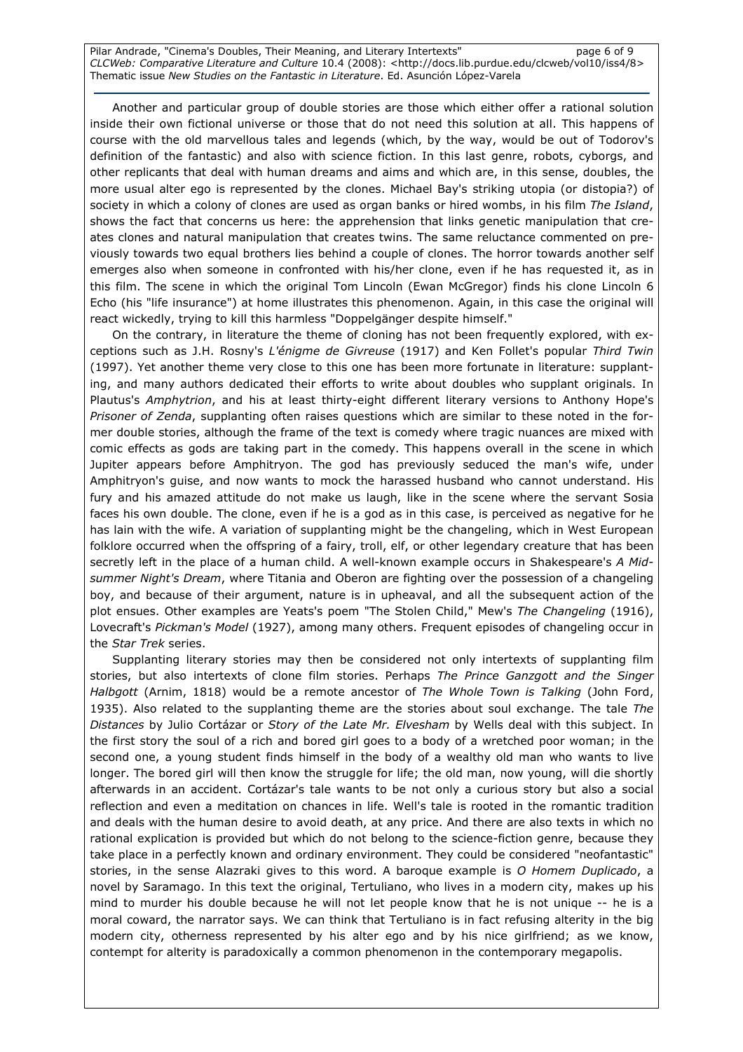Another and particular group of double stories are those which either offer a rational solution inside their own fictional universe or those that do not need this solution at all. This happens of course with the old marvellous tales and legends (which, by the way, would be out of Todorov's definition of the fantastic) and also with science fiction. In this last genre, robots, cyborgs, and other replicants that deal with human dreams and aims and which are, in this sense, doubles, the more usual alter ego is represented by the clones. Michael Bay's striking utopia (or distopia?) of society in which a colony of clones are used as organ banks or hired wombs, in his film *The Island*, shows the fact that concerns us here: the apprehension that links genetic manipulation that creates clones and natural manipulation that creates twins. The same reluctance commented on previously towards two equal brothers lies behind a couple of clones. The horror towards another self emerges also when someone in confronted with his/her clone, even if he has requested it, as in this film. The scene in which the original Tom Lincoln (Ewan McGregor) finds his clone Lincoln 6 Echo (his "life insurance") at home illustrates this phenomenon. Again, in this case the original will react wickedly, trying to kill this harmless "Doppelgänger despite himself."

On the contrary, in literature the theme of cloning has not been frequently explored, with exceptions such as J.H. Rosny's *L'énigme de Givreuse* (1917) and Ken Follet's popular *Third Twin* (1997). Yet another theme very close to this one has been more fortunate in literature: supplanting, and many authors dedicated their efforts to write about doubles who supplant originals. In Plautus's *Amphytrion*, and his at least thirty-eight different literary versions to Anthony Hope's *Prisoner of Zenda*, supplanting often raises questions which are similar to these noted in the former double stories, although the frame of the text is comedy where tragic nuances are mixed with comic effects as gods are taking part in the comedy. This happens overall in the scene in which Jupiter appears before Amphitryon. The god has previously seduced the man's wife, under Amphitryon's guise, and now wants to mock the harassed husband who cannot understand. His fury and his amazed attitude do not make us laugh, like in the scene where the servant Sosia faces his own double. The clone, even if he is a god as in this case, is perceived as negative for he has lain with the wife. A variation of supplanting might be the changeling, which in West European folklore occurred when the offspring of a fairy, troll, elf, or other legendary creature that has been secretly left in the place of a human child. A well-known example occurs in Shakespeare's *A Midsummer Night's Dream*, where Titania and Oberon are fighting over the possession of a changeling boy, and because of their argument, nature is in upheaval, and all the subsequent action of the plot ensues. Other examples are Yeats's poem "The Stolen Child," Mew's *The Changeling* (1916), Lovecraft's *Pickman's Model* (1927), among many others. Frequent episodes of changeling occur in the *Star Trek* series.

Supplanting literary stories may then be considered not only intertexts of supplanting film stories, but also intertexts of clone film stories. Perhaps *The Prince Ganzgott and the Singer Halbgott* (Arnim, 1818) would be a remote ancestor of *The Whole Town is Talking* (John Ford, 1935). Also related to the supplanting theme are the stories about soul exchange. The tale *The Distances* by Julio Cortázar or *Story of the Late Mr. Elvesham* by Wells deal with this subject. In the first story the soul of a rich and bored girl goes to a body of a wretched poor woman; in the second one, a young student finds himself in the body of a wealthy old man who wants to live longer. The bored girl will then know the struggle for life; the old man, now young, will die shortly afterwards in an accident. Cortázar's tale wants to be not only a curious story but also a social reflection and even a meditation on chances in life. Well's tale is rooted in the romantic tradition and deals with the human desire to avoid death, at any price. And there are also texts in which no rational explication is provided but which do not belong to the science-fiction genre, because they take place in a perfectly known and ordinary environment. They could be considered "neofantastic" stories, in the sense Alazraki gives to this word. A baroque example is *O Homem Duplicado*, a novel by Saramago. In this text the original, Tertuliano, who lives in a modern city, makes up his mind to murder his double because he will not let people know that he is not unique -- he is a moral coward, the narrator says. We can think that Tertuliano is in fact refusing alterity in the big modern city, otherness represented by his alter ego and by his nice girlfriend; as we know, contempt for alterity is paradoxically a common phenomenon in the contemporary megapolis.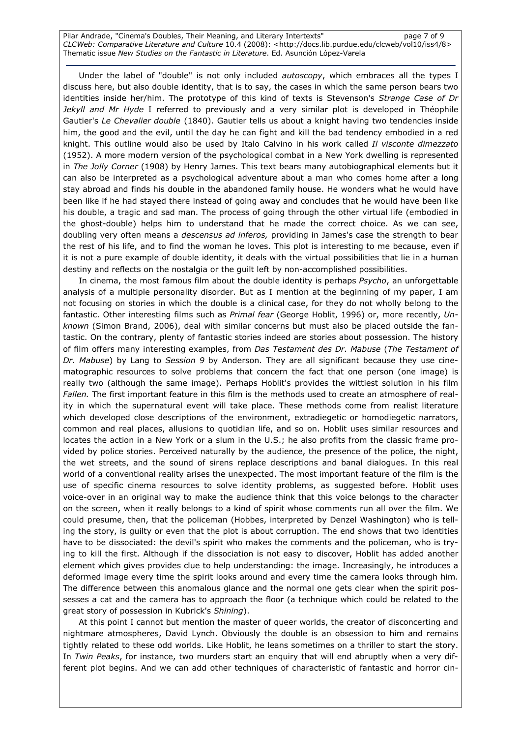Under the label of "double" is not only included *autoscopy*, which embraces all the types I discuss here, but also double identity, that is to say, the cases in which the same person bears two identities inside her/him. The prototype of this kind of texts is Stevenson's *Strange Case of Dr Jekyll and Mr Hyde* I referred to previously and a very similar plot is developed in Théophile Gautier's *Le Chevalier double* (1840). Gautier tells us about a knight having two tendencies inside him, the good and the evil, until the day he can fight and kill the bad tendency embodied in a red knight. This outline would also be used by Italo Calvino in his work called *Il visconte dimezzato* (1952). A more modern version of the psychological combat in a New York dwelling is represented in *The Jolly Corner* (1908) by Henry James. This text bears many autobiographical elements but it can also be interpreted as a psychological adventure about a man who comes home after a long stay abroad and finds his double in the abandoned family house. He wonders what he would have been like if he had stayed there instead of going away and concludes that he would have been like his double, a tragic and sad man. The process of going through the other virtual life (embodied in the ghost-double) helps him to understand that he made the correct choice. As we can see, doubling very often means a *descensus ad inferos,* providing in James's case the strength to bear the rest of his life, and to find the woman he loves. This plot is interesting to me because, even if it is not a pure example of double identity, it deals with the virtual possibilities that lie in a human destiny and reflects on the nostalgia or the guilt left by non-accomplished possibilities.

In cinema, the most famous film about the double identity is perhaps *Psycho*, an unforgettable analysis of a multiple personality disorder. But as I mention at the beginning of my paper, I am not focusing on stories in which the double is a clinical case, for they do not wholly belong to the fantastic. Other interesting films such as *Primal fear* (George Hoblit, 1996) or, more recently, *Unknown* (Simon Brand, 2006), deal with similar concerns but must also be placed outside the fantastic. On the contrary, plenty of fantastic stories indeed are stories about possession. The history of film offers many interesting examples, from *Das Testament des Dr. Mabuse* (*The Testament of Dr. Mabuse*) by Lang to *Session 9* by Anderson. They are all significant because they use cinematographic resources to solve problems that concern the fact that one person (one image) is really two (although the same image). Perhaps Hoblit's provides the wittiest solution in his film *Fallen.* The first important feature in this film is the methods used to create an atmosphere of reality in which the supernatural event will take place. These methods come from realist literature which developed close descriptions of the environment, extradiegetic or homodiegetic narrators, common and real places, allusions to quotidian life, and so on. Hoblit uses similar resources and locates the action in a New York or a slum in the U.S.; he also profits from the classic frame provided by police stories. Perceived naturally by the audience, the presence of the police, the night, the wet streets, and the sound of sirens replace descriptions and banal dialogues. In this real world of a conventional reality arises the unexpected. The most important feature of the film is the use of specific cinema resources to solve identity problems, as suggested before. Hoblit uses voice-over in an original way to make the audience think that this voice belongs to the character on the screen, when it really belongs to a kind of spirit whose comments run all over the film. We could presume, then, that the policeman (Hobbes, interpreted by Denzel Washington) who is telling the story, is guilty or even that the plot is about corruption. The end shows that two identities have to be dissociated: the devil's spirit who makes the comments and the policeman, who is trying to kill the first. Although if the dissociation is not easy to discover, Hoblit has added another element which gives provides clue to help understanding: the image. Increasingly, he introduces a deformed image every time the spirit looks around and every time the camera looks through him. The difference between this anomalous glance and the normal one gets clear when the spirit possesses a cat and the camera has to approach the floor (a technique which could be related to the great story of possession in Kubrick's *Shining*).

At this point I cannot but mention the master of queer worlds, the creator of disconcerting and nightmare atmospheres, David Lynch. Obviously the double is an obsession to him and remains tightly related to these odd worlds. Like Hoblit, he leans sometimes on a thriller to start the story. In *Twin Peaks*, for instance, two murders start an enquiry that will end abruptly when a very different plot begins. And we can add other techniques of characteristic of fantastic and horror cin-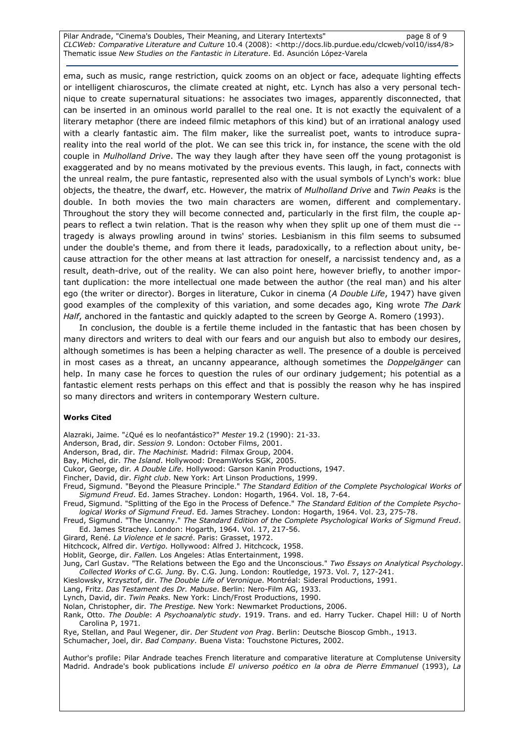ema, such as music, range restriction, quick zooms on an object or face, adequate lighting effects or intelligent chiaroscuros, the climate created at night, etc. Lynch has also a very personal technique to create supernatural situations: he associates two images, apparently disconnected, that can be inserted in an ominous world parallel to the real one. It is not exactly the equivalent of a literary metaphor (there are indeed filmic metaphors of this kind) but of an irrational analogy used with a clearly fantastic aim. The film maker, like the surrealist poet, wants to introduce supra-reality into the real world of the plot. We can see this trick in, for instance, the scene with the old couple in *Mulholland Drive*. The way they laugh after they have seen off the young protagonist is exaggerated and by no means motivated by the previous events. This laugh, in fact, connects with the unreal realm, the pure fantastic, represented also with the usual symbols of Lynch's work: blue objects, the theatre, the dwarf, etc. However, the matrix of *Mulholland Drive* and *Twin Peaks* is the double. In both movies the two main characters are women, different and complementary. Throughout the story they will become connected and, particularly in the first film, the couple appears to reflect a twin relation. That is the reason why when they split up one of them must die -- tragedy is always prowling around in twins' stories. Lesbianism in this film seems to subsumed under the double's theme, and from there it leads, paradoxically, to a reflection about unity, because attraction for the other means at last attraction for oneself, a narcissist tendency and, as a result, death-drive, out of the reality. We can also point here, however briefly, to another important duplication: the more intellectual one made between the author (the real man) and his alter ego (the writer or director). Borges in literature, Cukor in cinema (*A Double Life*, 1947) have given good examples of the complexity of this variation, and some decades ago, King wrote *The Dark Half*, anchored in the fantastic and quickly adapted to the screen by George A. Romero (1993).

In conclusion, the double is a fertile theme included in the fantastic that has been chosen by many directors and writers to deal with our fears and our anguish but also to embody our desires, although sometimes is has been a helping character as well. The presence of a double is perceived in most cases as a threat, an uncanny appearance, although sometimes the *Doppelgänger* can help. In many case he forces to question the rules of our ordinary judgement; his potential as a fantastic element rests perhaps on this effect and that is possibly the reason why he has inspired so many directors and writers in contemporary Western culture.

**Works Cited**

Alazraki, Jaime. "¿Qué es lo neofantástico?" *Mester* 19.2 (1990): 21-33.

Anderson, Brad, dir. *Session 9.* London: October Films, 2001.

Anderson, Brad, dir. *The Machinist.* Madrid: Filmax Group, 2004.

Bay, Michel, dir. *The Island*. Hollywood: DreamWorks SGK, 2005.

Cukor, George, dir. *A Double Life*. Hollywood: Garson Kanin Productions, 1947.

Fincher, David, dir. *Fight club*. New York: Art Linson Productions, 1999.

Freud, Sigmund. "Beyond the Pleasure Principle." *The Standard Edition of the Complete Psychological Works of Sigmund Freud*. Ed. James Strachey. London: Hogarth, 1964. Vol. 18, 7-64.

Freud, Sigmund. "Splitting of the Ego in the Process of Defence." *The Standard Edition of the Complete Psychological Works of Sigmund Freud*. Ed. James Strachey. London: Hogarth, 1964. Vol. 23, 275-78.

Freud, Sigmund. "The Uncanny." *The Standard Edition of the Complete Psychological Works of Sigmund Freud*. Ed. James Strachey. London: Hogarth, 1964. Vol. 17, 217-56.

Girard, René. *La Violence et le sacré*. Paris: Grasset, 1972.

Hitchcock, Alfred dir. *Vertigo.* Hollywood: Alfred J. Hitchcock, 1958.

Hoblit, George, dir. *Fallen.* Los Angeles: Atlas Entertainment, 1998.

Jung, Carl Gustav. "The Relations between the Ego and the Unconscious." *Two Essays on Analytical Psychology. Collected Works of C.G. Jung.* By. C.G. Jung. London: Routledge, 1973. Vol. 7, 127-241.

Kieslowsky, Krzysztof, dir. *The Double Life of Veronique*. Montréal: Sideral Productions, 1991.

Lang, Fritz. *Das Testament des Dr. Mabuse*. Berlin: Nero-Film AG, 1933.

Lynch, David, dir. *Twin Peaks.* New York: Linch/Frost Productions, 1990.

Nolan, Christopher, dir. *The Prestige.* New York: Newmarket Productions, 2006.

Rank, Otto. *The Double*: *A Psychoanalytic study*. 1919. Trans. and ed. Harry Tucker. Chapel Hill: U of North Carolina P, 1971.

Rye, Stellan, and Paul Wegener, dir. *Der Student von Prag*. Berlin: Deutsche Bioscop Gmbh., 1913.

Schumacher, Joel, dir. *Bad Company.* Buena Vista: Touchstone Pictures, 2002.

Author's profile: Pilar Andrade teaches French literature and comparative literature at Complutense University Madrid. Andrade's book publications include *El universo poético en la obra de Pierre Emmanuel* (1993), *La*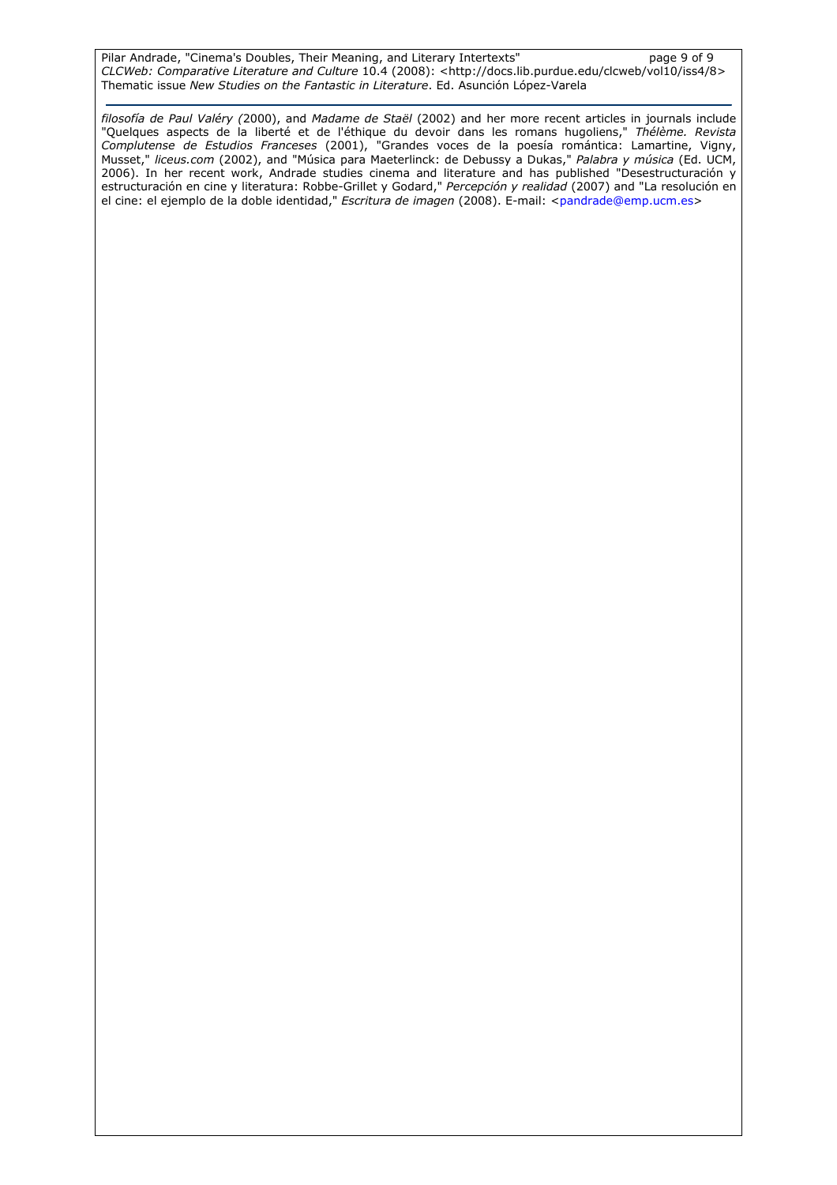*filosofía de Paul Valéry (*2000), and *Madame de Staël* (2002) and her more recent articles in journals include "Quelques aspects de la liberté et de l'éthique du devoir dans les romans hugoliens," *Thélème. Revista Complutense de Estudios Franceses* (2001), "Grandes voces de la poesía romántica: Lamartine, Vigny, Musset," *liceus.com* (2002), and "Música para Maeterlinck: de Debussy a Dukas," *Palabra y música* (Ed. UCM, 2006). In her recent work, Andrade studies cinema and literature and has published "Desestructuración y estructuración en cine y literatura: Robbe-Grillet y Godard," *Percepción y realidad* (2007) and "La resolución en el cine: el ejemplo de la doble identidad," *Escritura de imagen* (2008). E-mail: <pandrade@emp.ucm.es>